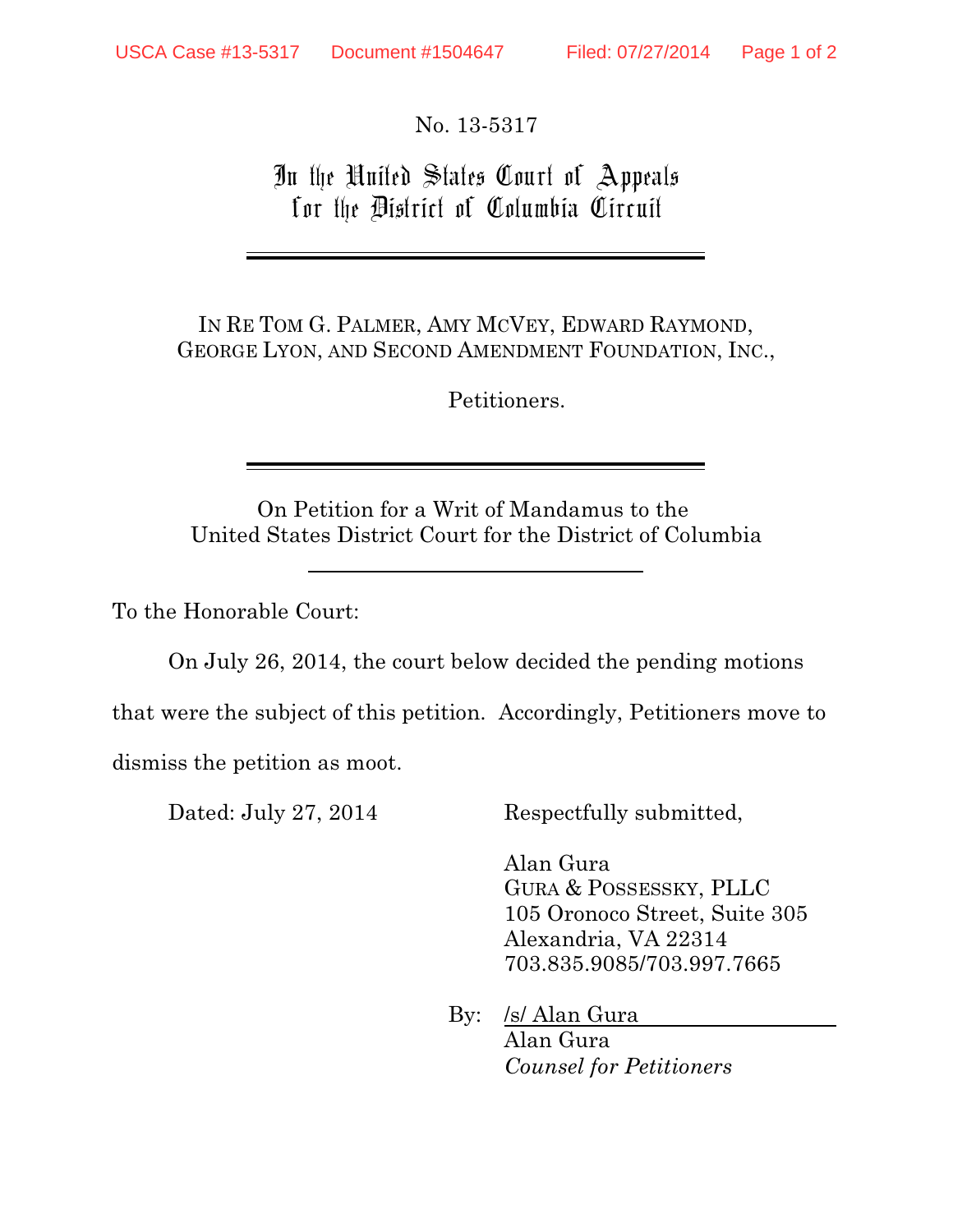No. 13-5317

# In the United States Court of Appeals for the District of Columbia Circuit

---

IN RE TOM G. PALMER, AMY MCVEY, EDWARD RAYMOND, GEORGE LYON, AND SECOND AMENDMENT FOUNDATION, INC.,

Petitioners.

---

On Petition for a Writ of Mandamus to the United States District Court for the District of Columbia

---

To the Honorable Court:

On July 26, 2014, the court below decided the pending motions that were the subject of this petition. Accordingly, Petitioners move to dismiss the petition as moot.

Dated: July 27, 2014

Respectfully submitted,

Alan Gura
GURA & POSSESSKY, PLLC
105 Oronoco Street, Suite 305
Alexandria, VA 22314
703.835.9085/703.997.7665

By: /s/ Alan Gura
Alan Gura
*Counsel for Petitioners*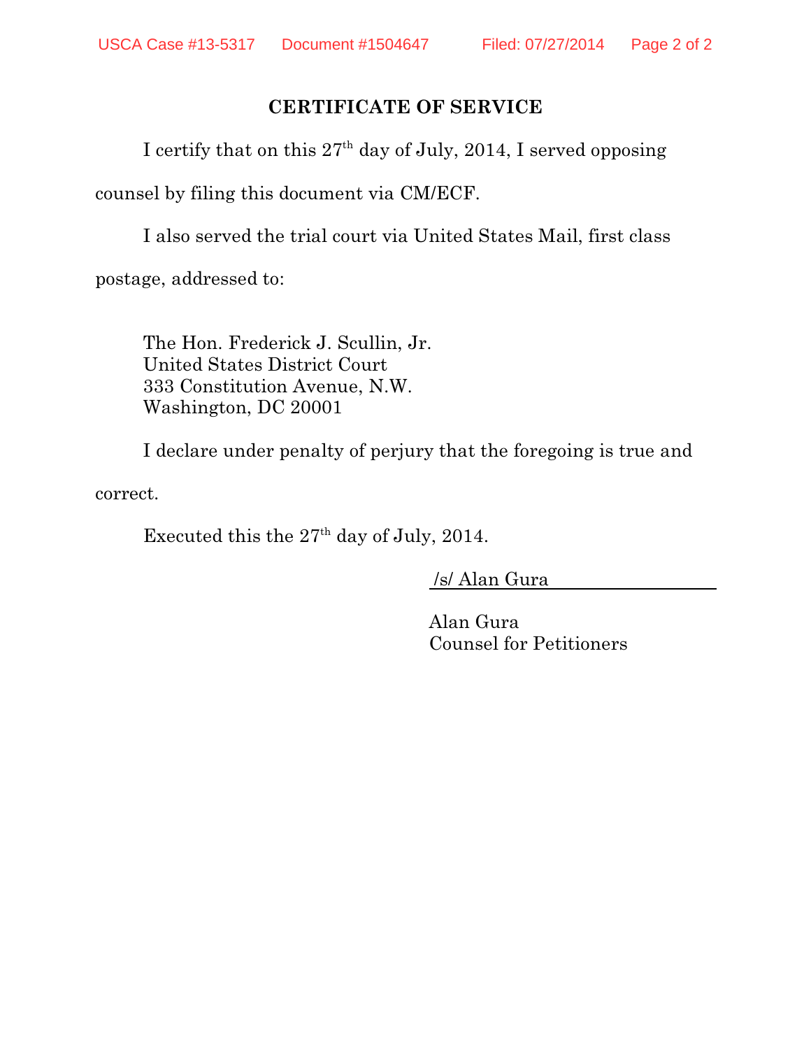**CERTIFICATE OF SERVICE**

I certify that on this 27th day of July, 2014, I served opposing counsel by filing this document via CM/ECF.

I also served the trial court via United States Mail, first class postage, addressed to:

The Hon. Frederick J. Scullin, Jr.
United States District Court
333 Constitution Avenue, N.W.
Washington, DC 20001

I declare under penalty of perjury that the foregoing is true and correct.

Executed this the 27th day of July, 2014.

/s/ Alan Gura

Alan Gura
Counsel for Petitioners